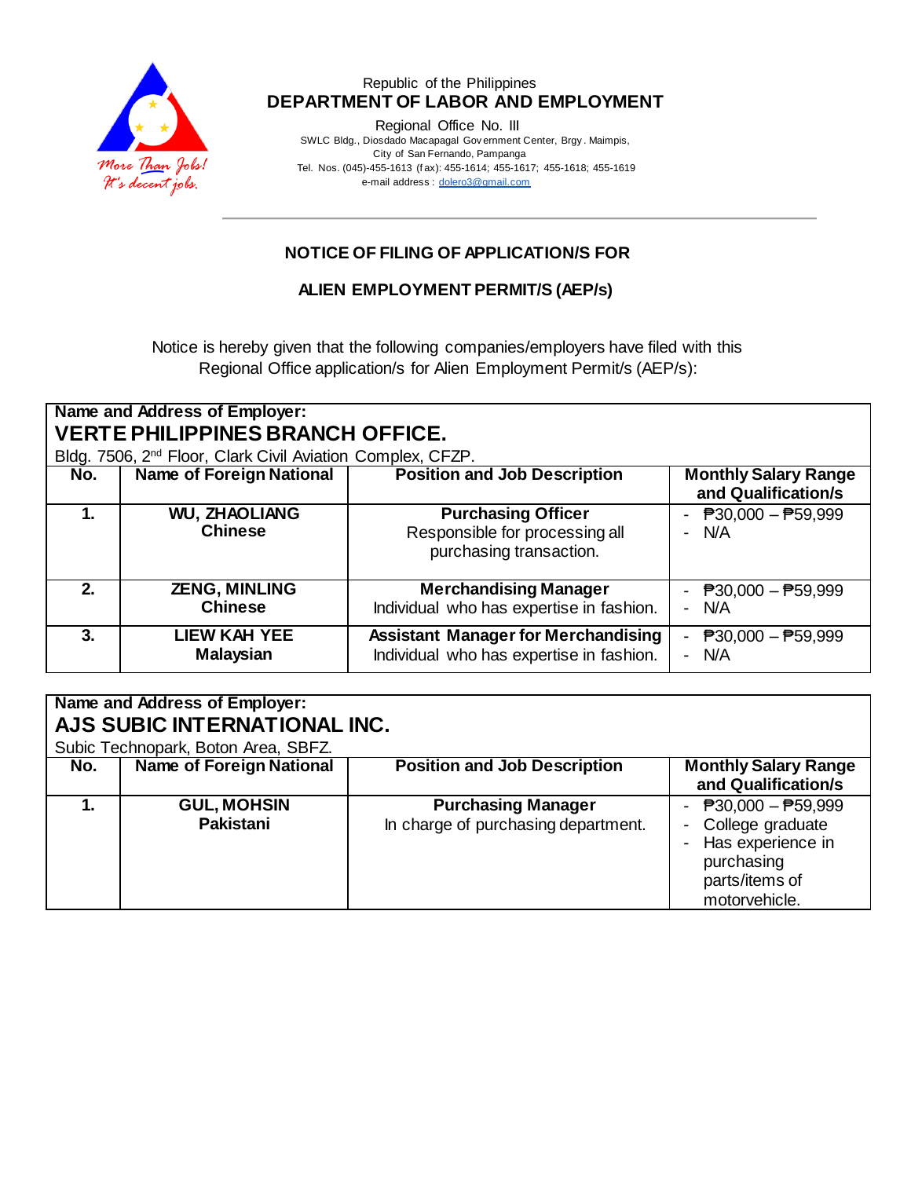Republic of the Philippines
**DEPARTMENT OF LABOR AND EMPLOYMENT**

Regional Office No. III
SWLC Bldg., Diosdado Macapagal Government Center, Brgy. Maimpis,
City of San Fernando, Pampanga
Tel. Nos. (045)-455-1613 (fax): 455-1614; 455-1617; 455-1618; 455-1619
e-mail address : dolero3@gmail.com

---

## NOTICE OF FILING OF APPLICATION/S FOR

## ALIEN EMPLOYMENT PERMIT/S (AEP/s)

Notice is hereby given that the following companies/employers have filed with this Regional Office application/s for Alien Employment Permit/s (AEP/s):

**Name and Address of Employer:**
**VERTE PHILIPPINES BRANCH OFFICE.**
Bldg. 7506, 2nd Floor, Clark Civil Aviation Complex, CFZP.

| No. | Name of Foreign National | Position and Job Description | Monthly Salary Range and Qualification/s |
|---|---|---|---|
| **1.** | **WU, ZHAOLIANG**<br>**Chinese** | **Purchasing Officer**<br>Responsible for processing all purchasing transaction. | - ₱30,000 – ₱59,999<br>- N/A |
| **2.** | **ZENG, MINLING**<br>**Chinese** | **Merchandising Manager**<br>Individual who has expertise in fashion. | - ₱30,000 – ₱59,999<br>- N/A |
| **3.** | **LIEW KAH YEE**<br>**Malaysian** | **Assistant Manager for Merchandising**<br>Individual who has expertise in fashion. | - ₱30,000 – ₱59,999<br>- N/A |

**Name and Address of Employer:**
**AJS SUBIC INTERNATIONAL INC.**
Subic Technopark, Boton Area, SBFZ.

| No. | Name of Foreign National | Position and Job Description | Monthly Salary Range and Qualification/s |
|---|---|---|---|
| **1.** | **GUL, MOHSIN**<br>**Pakistani** | **Purchasing Manager**<br>In charge of purchasing department. | - ₱30,000 – ₱59,999<br>- College graduate<br>- Has experience in purchasing parts/items of motorvehicle. |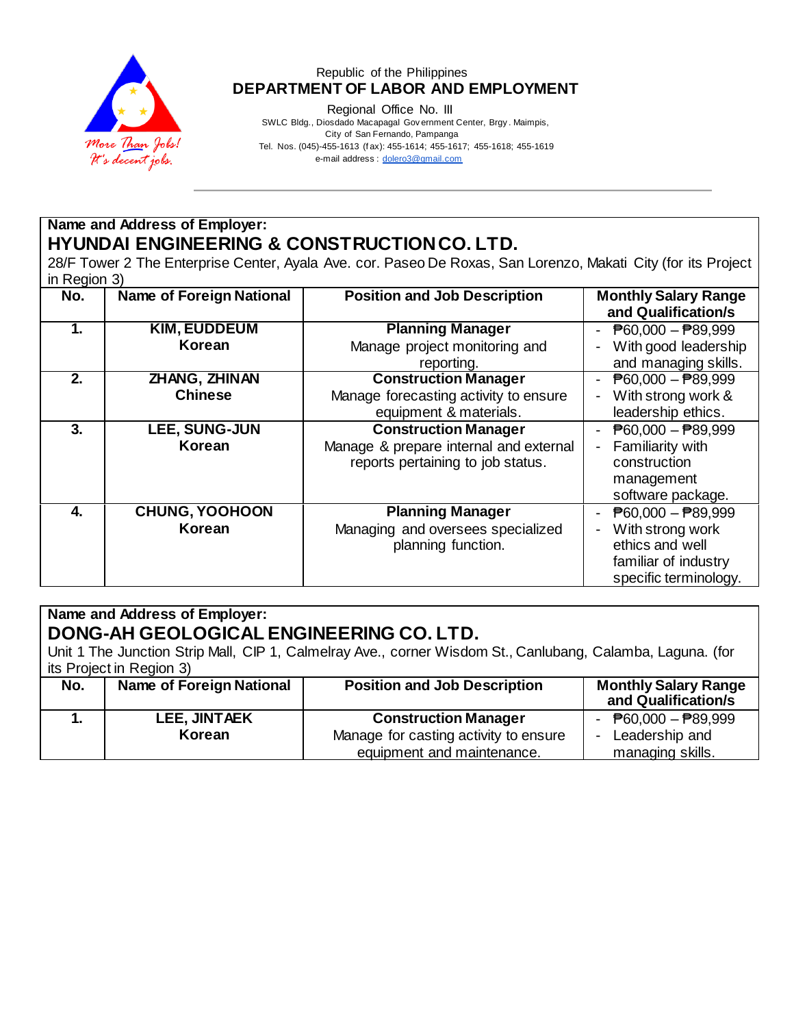Republic of the Philippines
**DEPARTMENT OF LABOR AND EMPLOYMENT**

Regional Office No. III
SWLC Bldg., Diosdado Macapagal Government Center, Brgy. Maimpis,
City of San Fernando, Pampanga
Tel. Nos. (045)-455-1613 (fax): 455-1614; 455-1617; 455-1618; 455-1619
e-mail address : dolero3@gmail.com

**Name and Address of Employer:**

## HYUNDAI ENGINEERING & CONSTRUCTION CO. LTD.

28/F Tower 2 The Enterprise Center, Ayala Ave. cor. Paseo De Roxas, San Lorenzo, Makati City (for its Project in Region 3)

| No. | Name of Foreign National | Position and Job Description | Monthly Salary Range and Qualification/s |
|---|---|---|---|
| 1. | **KIM, EUDDEUM** **Korean** | **Planning Manager** Manage project monitoring and reporting. | - ₱60,000 – ₱89,999 - With good leadership and managing skills. |
| 2. | **ZHANG, ZHINAN** **Chinese** | **Construction Manager** Manage forecasting activity to ensure equipment & materials. | - ₱60,000 – ₱89,999 - With strong work & leadership ethics. |
| 3. | **LEE, SUNG-JUN** **Korean** | **Construction Manager** Manage & prepare internal and external reports pertaining to job status. | - ₱60,000 – ₱89,999 - Familiarity with construction management software package. |
| 4. | **CHUNG, YOOHOON** **Korean** | **Planning Manager** Managing and oversees specialized planning function. | - ₱60,000 – ₱89,999 - With strong work ethics and well familiar of industry specific terminology. |

**Name and Address of Employer:**

## DONG-AH GEOLOGICAL ENGINEERING CO. LTD.

Unit 1 The Junction Strip Mall, CIP 1, Calmelray Ave., corner Wisdom St., Canlubang, Calamba, Laguna. (for its Project in Region 3)

| No. | Name of Foreign National | Position and Job Description | Monthly Salary Range and Qualification/s |
|---|---|---|---|
| 1. | **LEE, JINTAEK** **Korean** | **Construction Manager** Manage for casting activity to ensure equipment and maintenance. | - ₱60,000 – ₱89,999 - Leadership and managing skills. |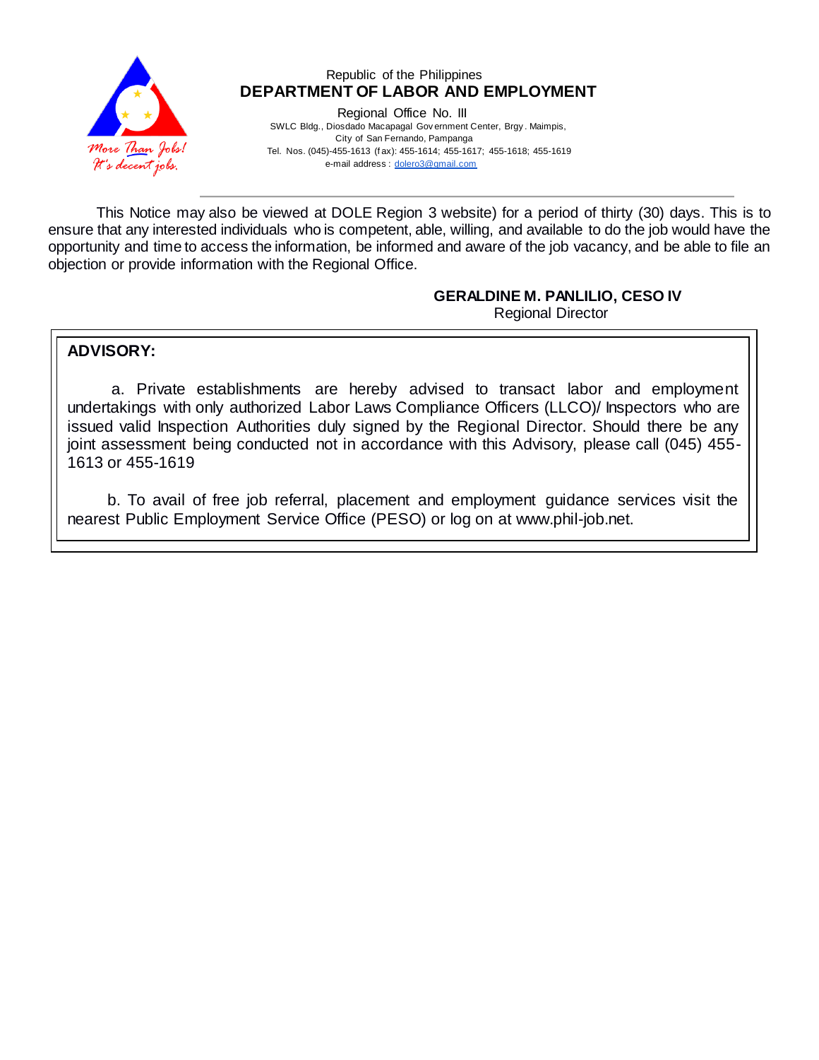Republic of the Philippines

**DEPARTMENT OF LABOR AND EMPLOYMENT**

Regional Office No. III

SWLC Bldg., Diosdado Macapagal Government Center, Brgy. Maimpis, City of San Fernando, Pampanga

Tel. Nos. (045)-455-1613 (fax): 455-1614; 455-1617; 455-1618; 455-1619

e-mail address : dolero3@gmail.com

More Than Jobs! It's decent jobs.

---

This Notice may also be viewed at DOLE Region 3 website) for a period of thirty (30) days. This is to ensure that any interested individuals who is competent, able, willing, and available to do the job would have the opportunity and time to access the information, be informed and aware of the job vacancy, and be able to file an objection or provide information with the Regional Office.

**GERALDINE M. PANLILIO, CESO IV**
Regional Director

**ADVISORY:**

a. Private establishments are hereby advised to transact labor and employment undertakings with only authorized Labor Laws Compliance Officers (LLCO)/ Inspectors who are issued valid Inspection Authorities duly signed by the Regional Director. Should there be any joint assessment being conducted not in accordance with this Advisory, please call (045) 455-1613 or 455-1619

b. To avail of free job referral, placement and employment guidance services visit the nearest Public Employment Service Office (PESO) or log on at www.phil-job.net.